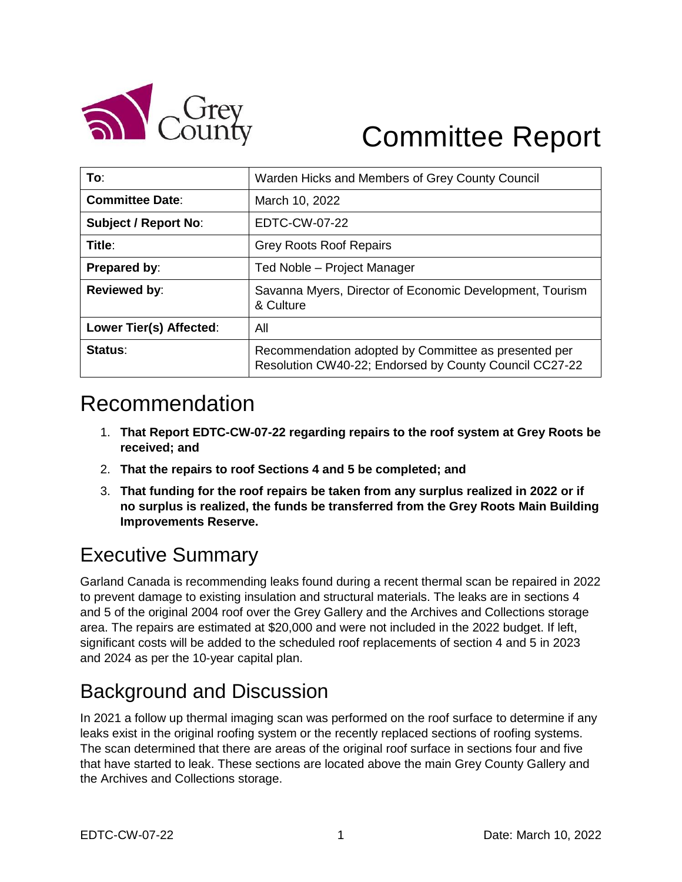# Committee Report

| To: | Warden Hicks and Members of Grey County Council |
|---|---|
| Committee Date: | March 10, 2022 |
| Subject / Report No: | EDTC-CW-07-22 |
| Title: | Grey Roots Roof Repairs |
| Prepared by: | Ted Noble – Project Manager |
| Reviewed by: | Savanna Myers, Director of Economic Development, Tourism & Culture |
| Lower Tier(s) Affected: | All |
| Status: | Recommendation adopted by Committee as presented per Resolution CW40-22; Endorsed by County Council CC27-22 |

## Recommendation

1. **That Report EDTC-CW-07-22 regarding repairs to the roof system at Grey Roots be received; and**
2. **That the repairs to roof Sections 4 and 5 be completed; and**
3. **That funding for the roof repairs be taken from any surplus realized in 2022 or if no surplus is realized, the funds be transferred from the Grey Roots Main Building Improvements Reserve.**

## Executive Summary

Garland Canada is recommending leaks found during a recent thermal scan be repaired in 2022 to prevent damage to existing insulation and structural materials. The leaks are in sections 4 and 5 of the original 2004 roof over the Grey Gallery and the Archives and Collections storage area. The repairs are estimated at $20,000 and were not included in the 2022 budget. If left, significant costs will be added to the scheduled roof replacements of section 4 and 5 in 2023 and 2024 as per the 10-year capital plan.

## Background and Discussion

In 2021 a follow up thermal imaging scan was performed on the roof surface to determine if any leaks exist in the original roofing system or the recently replaced sections of roofing systems. The scan determined that there are areas of the original roof surface in sections four and five that have started to leak. These sections are located above the main Grey County Gallery and the Archives and Collections storage.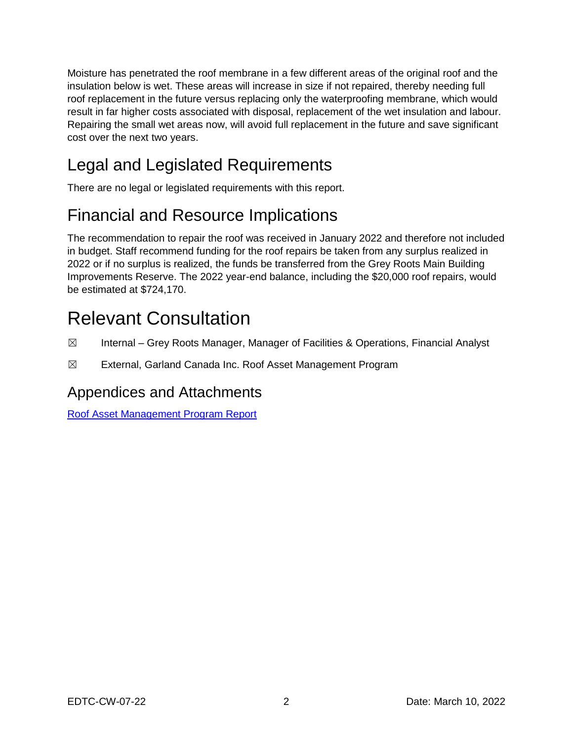Moisture has penetrated the roof membrane in a few different areas of the original roof and the insulation below is wet. These areas will increase in size if not repaired, thereby needing full roof replacement in the future versus replacing only the waterproofing membrane, which would result in far higher costs associated with disposal, replacement of the wet insulation and labour. Repairing the small wet areas now, will avoid full replacement in the future and save significant cost over the next two years.

## Legal and Legislated Requirements

There are no legal or legislated requirements with this report.

## Financial and Resource Implications

The recommendation to repair the roof was received in January 2022 and therefore not included in budget. Staff recommend funding for the roof repairs be taken from any surplus realized in 2022 or if no surplus is realized, the funds be transferred from the Grey Roots Main Building Improvements Reserve. The 2022 year-end balance, including the $20,000 roof repairs, would be estimated at $724,170.

# Relevant Consultation

☒ Internal – Grey Roots Manager, Manager of Facilities & Operations, Financial Analyst

☒ External, Garland Canada Inc. Roof Asset Management Program

## Appendices and Attachments

Roof Asset Management Program Report